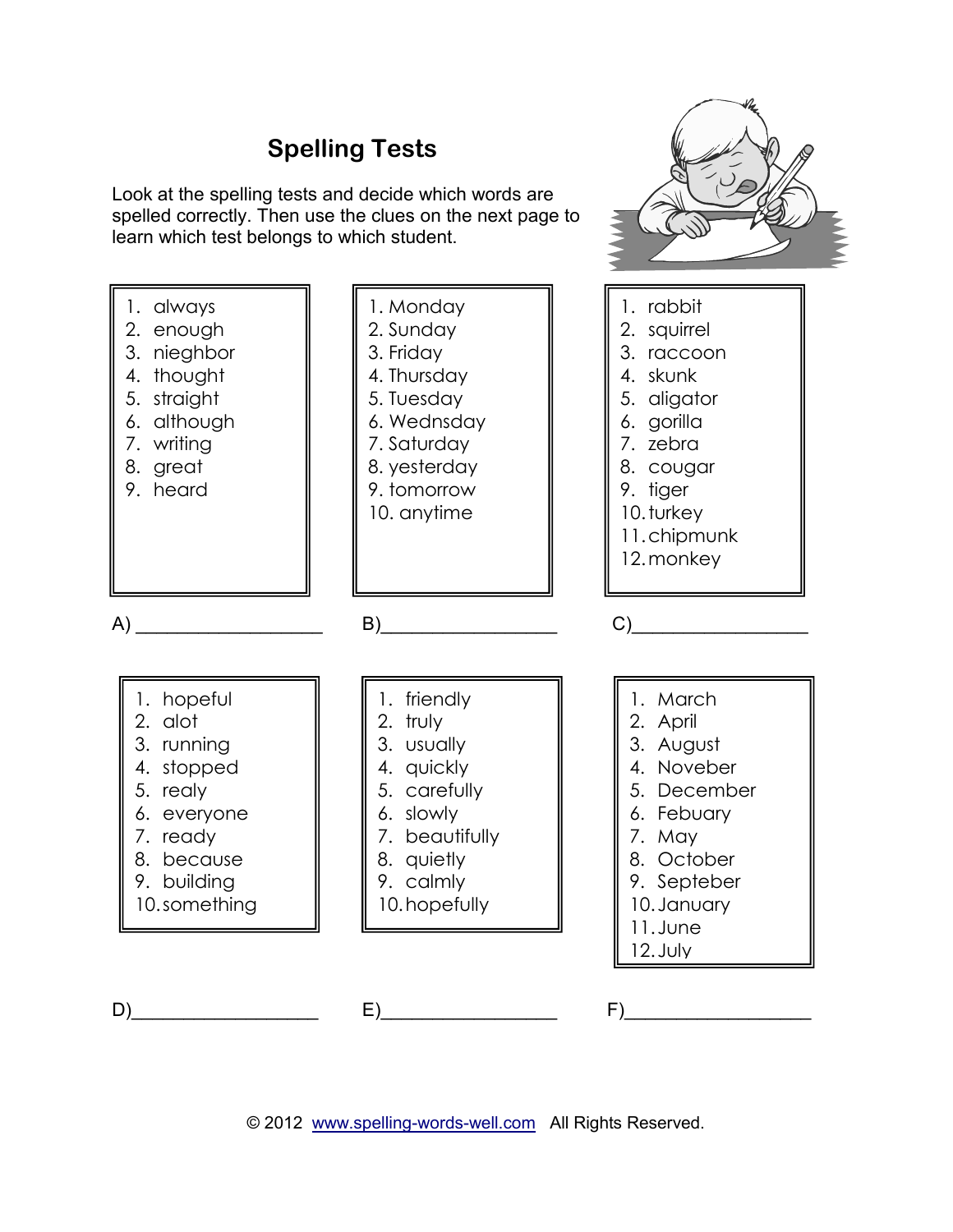# Spelling Tests

Look at the spelling tests and decide which words are spelled correctly. Then use the clues on the next page to learn which test belongs to which student.

1. always
2. enough
3. nieghbor
4. thought
5. straight
6. although
7. writing
8. great
9. heard

A) ____________________

1. Monday
2. Sunday
3. Friday
4. Thursday
5. Tuesday
6. Wednsday
7. Saturday
8. yesterday
9. tomorrow
10. anytime

B) ____________________

1. rabbit
2. squirrel
3. raccoon
4. skunk
5. aligator
6. gorilla
7. zebra
8. cougar
9. tiger
10. turkey
11. chipmunk
12. monkey

C) ____________________

1. hopeful
2. alot
3. running
4. stopped
5. realy
6. everyone
7. ready
8. because
9. building
10. something

D) ____________________

1. friendly
2. truly
3. usually
4. quickly
5. carefully
6. slowly
7. beautifully
8. quietly
9. calmly
10. hopefully

E) ____________________

1. March
2. April
3. August
4. Noveber
5. December
6. Febuary
7. May
8. October
9. Septeber
10. January
11. June
12. July

F) ____________________

© 2012 www.spelling-words-well.com All Rights Reserved.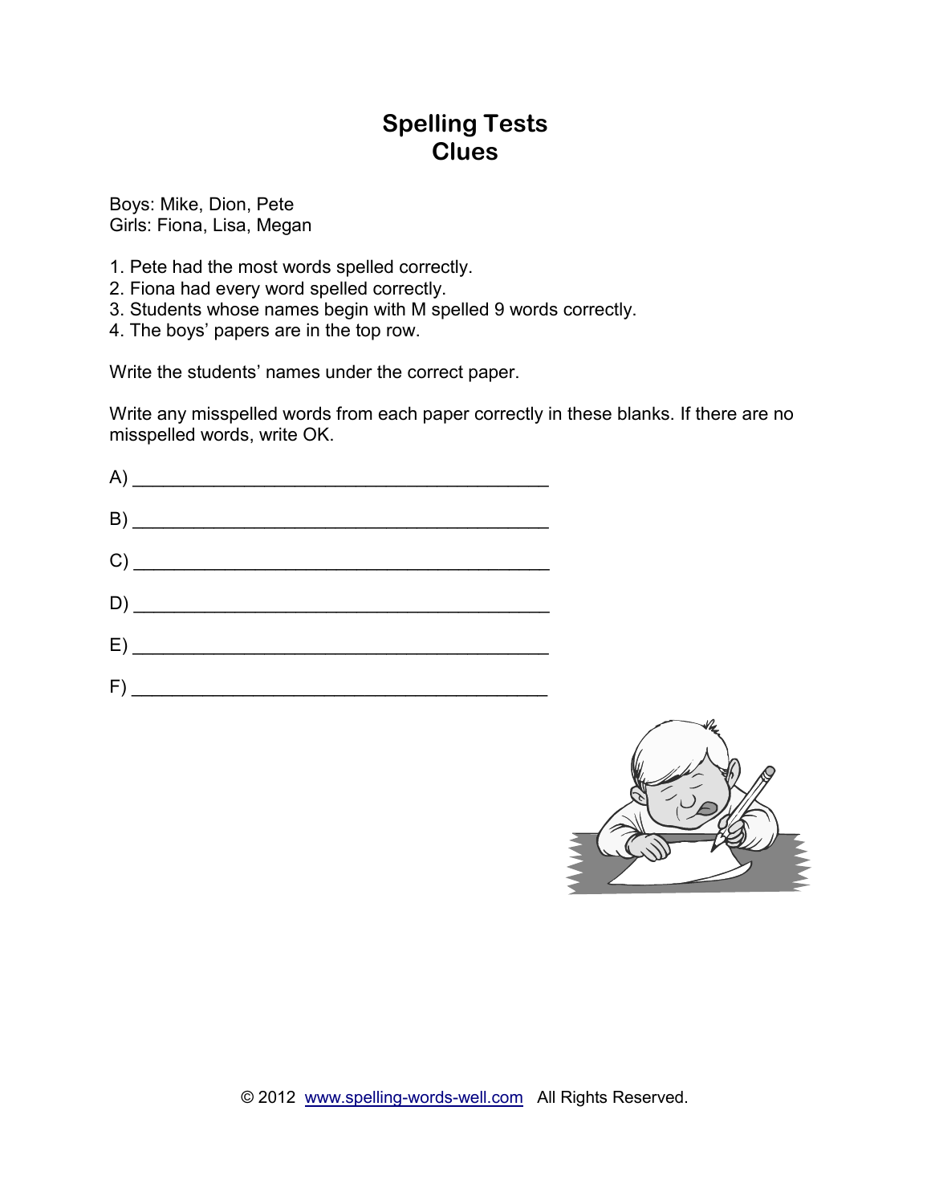# Spelling Tests
## Clues

Boys: Mike, Dion, Pete
Girls: Fiona, Lisa, Megan

1. Pete had the most words spelled correctly.
2. Fiona had every word spelled correctly.
3. Students whose names begin with M spelled 9 words correctly.
4. The boys' papers are in the top row.

Write the students' names under the correct paper.

Write any misspelled words from each paper correctly in these blanks. If there are no misspelled words, write OK.

A) ___________________________________________

B) ___________________________________________

C) ___________________________________________

D) ___________________________________________

E) ___________________________________________

F) ___________________________________________

© 2012 www.spelling-words-well.com All Rights Reserved.